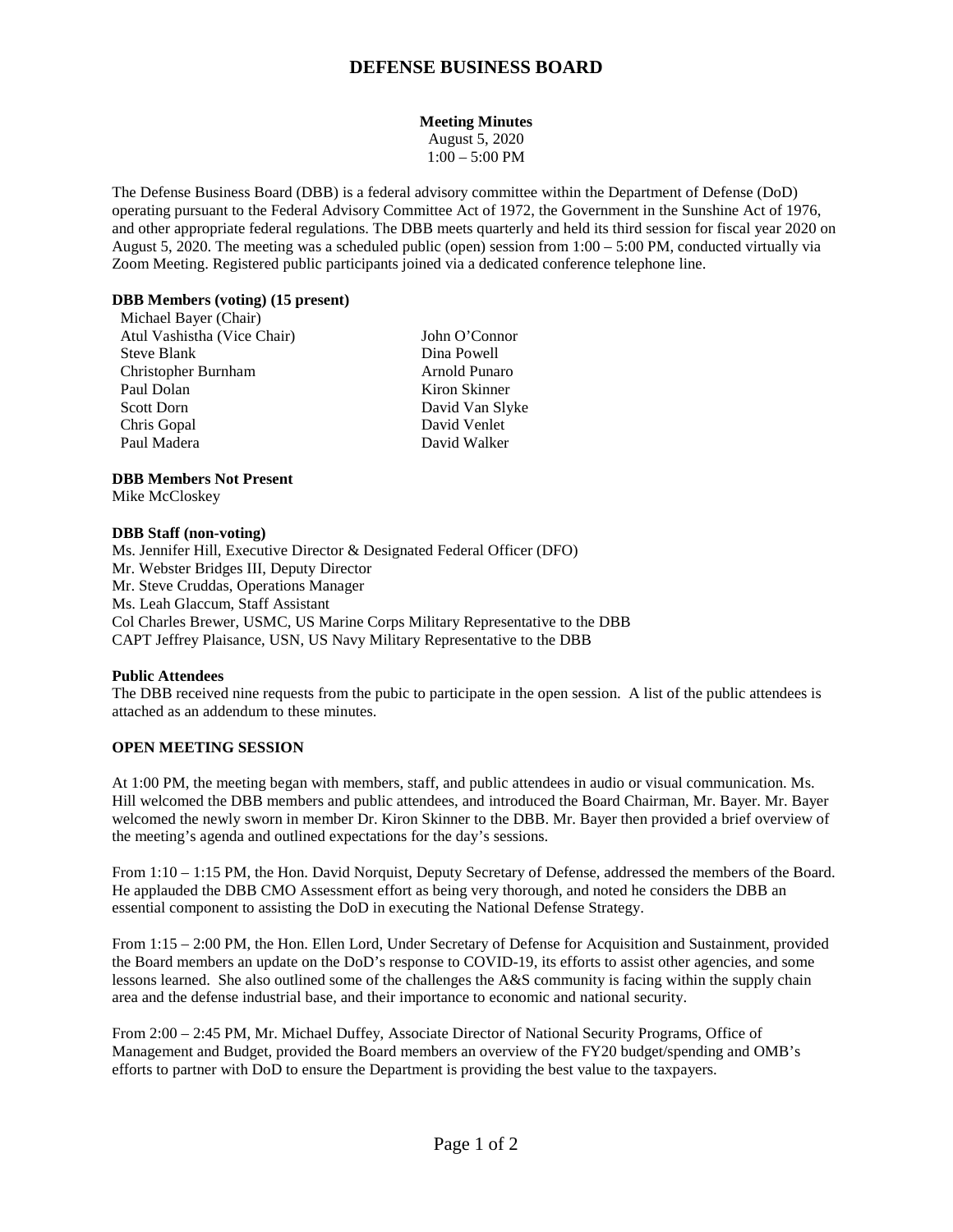# DEFENSE BUSINESS BOARD

**Meeting Minutes**
August 5, 2020
1:00 – 5:00 PM

The Defense Business Board (DBB) is a federal advisory committee within the Department of Defense (DoD) operating pursuant to the Federal Advisory Committee Act of 1972, the Government in the Sunshine Act of 1976, and other appropriate federal regulations. The DBB meets quarterly and held its third session for fiscal year 2020 on August 5, 2020. The meeting was a scheduled public (open) session from 1:00 – 5:00 PM, conducted virtually via Zoom Meeting. Registered public participants joined via a dedicated conference telephone line.

**DBB Members (voting) (15 present)**

Michael Bayer (Chair)
Atul Vashistha (Vice Chair)
Steve Blank
Christopher Burnham
Paul Dolan
Scott Dorn
Chris Gopal
Paul Madera
John O'Connor
Dina Powell
Arnold Punaro
Kiron Skinner
David Van Slyke
David Venlet
David Walker

**DBB Members Not Present**

Mike McCloskey

**DBB Staff (non-voting)**

Ms. Jennifer Hill, Executive Director & Designated Federal Officer (DFO)
Mr. Webster Bridges III, Deputy Director
Mr. Steve Cruddas, Operations Manager
Ms. Leah Glaccum, Staff Assistant
Col Charles Brewer, USMC, US Marine Corps Military Representative to the DBB
CAPT Jeffrey Plaisance, USN, US Navy Military Representative to the DBB

**Public Attendees**

The DBB received nine requests from the pubic to participate in the open session. A list of the public attendees is attached as an addendum to these minutes.

**OPEN MEETING SESSION**

At 1:00 PM, the meeting began with members, staff, and public attendees in audio or visual communication. Ms. Hill welcomed the DBB members and public attendees, and introduced the Board Chairman, Mr. Bayer. Mr. Bayer welcomed the newly sworn in member Dr. Kiron Skinner to the DBB. Mr. Bayer then provided a brief overview of the meeting's agenda and outlined expectations for the day's sessions.

From 1:10 – 1:15 PM, the Hon. David Norquist, Deputy Secretary of Defense, addressed the members of the Board. He applauded the DBB CMO Assessment effort as being very thorough, and noted he considers the DBB an essential component to assisting the DoD in executing the National Defense Strategy.

From 1:15 – 2:00 PM, the Hon. Ellen Lord, Under Secretary of Defense for Acquisition and Sustainment, provided the Board members an update on the DoD's response to COVID-19, its efforts to assist other agencies, and some lessons learned. She also outlined some of the challenges the A&S community is facing within the supply chain area and the defense industrial base, and their importance to economic and national security.

From 2:00 – 2:45 PM, Mr. Michael Duffey, Associate Director of National Security Programs, Office of Management and Budget, provided the Board members an overview of the FY20 budget/spending and OMB's efforts to partner with DoD to ensure the Department is providing the best value to the taxpayers.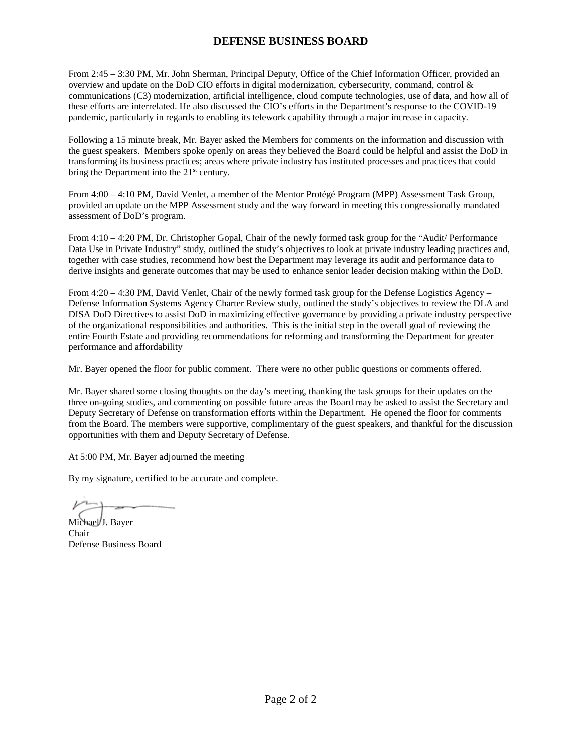# DEFENSE BUSINESS BOARD

From 2:45 – 3:30 PM, Mr. John Sherman, Principal Deputy, Office of the Chief Information Officer, provided an overview and update on the DoD CIO efforts in digital modernization, cybersecurity, command, control & communications (C3) modernization, artificial intelligence, cloud compute technologies, use of data, and how all of these efforts are interrelated. He also discussed the CIO's efforts in the Department's response to the COVID-19 pandemic, particularly in regards to enabling its telework capability through a major increase in capacity.

Following a 15 minute break, Mr. Bayer asked the Members for comments on the information and discussion with the guest speakers. Members spoke openly on areas they believed the Board could be helpful and assist the DoD in transforming its business practices; areas where private industry has instituted processes and practices that could bring the Department into the 21st century.

From 4:00 – 4:10 PM, David Venlet, a member of the Mentor Protégé Program (MPP) Assessment Task Group, provided an update on the MPP Assessment study and the way forward in meeting this congressionally mandated assessment of DoD's program.

From 4:10 – 4:20 PM, Dr. Christopher Gopal, Chair of the newly formed task group for the "Audit/ Performance Data Use in Private Industry" study, outlined the study's objectives to look at private industry leading practices and, together with case studies, recommend how best the Department may leverage its audit and performance data to derive insights and generate outcomes that may be used to enhance senior leader decision making within the DoD.

From 4:20 – 4:30 PM, David Venlet, Chair of the newly formed task group for the Defense Logistics Agency – Defense Information Systems Agency Charter Review study, outlined the study's objectives to review the DLA and DISA DoD Directives to assist DoD in maximizing effective governance by providing a private industry perspective of the organizational responsibilities and authorities. This is the initial step in the overall goal of reviewing the entire Fourth Estate and providing recommendations for reforming and transforming the Department for greater performance and affordability

Mr. Bayer opened the floor for public comment. There were no other public questions or comments offered.

Mr. Bayer shared some closing thoughts on the day's meeting, thanking the task groups for their updates on the three on-going studies, and commenting on possible future areas the Board may be asked to assist the Secretary and Deputy Secretary of Defense on transformation efforts within the Department. He opened the floor for comments from the Board. The members were supportive, complimentary of the guest speakers, and thankful for the discussion opportunities with them and Deputy Secretary of Defense.

At 5:00 PM, Mr. Bayer adjourned the meeting

By my signature, certified to be accurate and complete.

Michael J. Bayer
Chair
Defense Business Board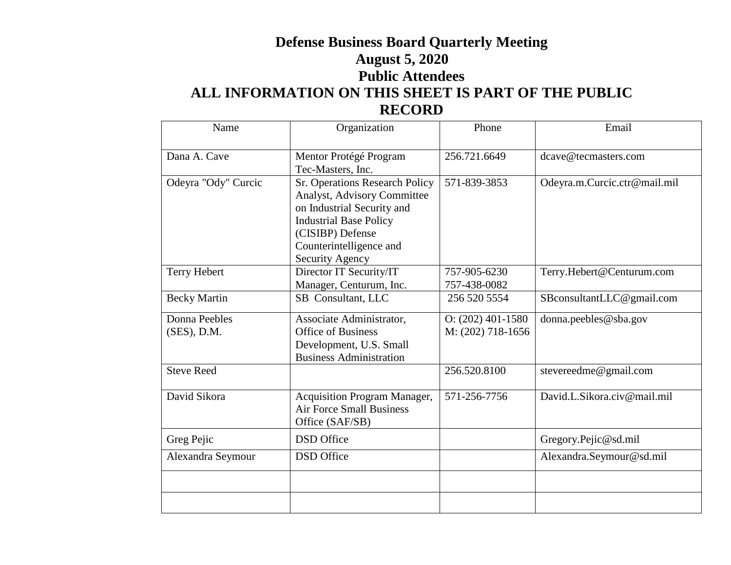# Defense Business Board Quarterly Meeting

## August 5, 2020

## Public Attendees

## ALL INFORMATION ON THIS SHEET IS PART OF THE PUBLIC RECORD

| Name | Organization | Phone | Email |
|---|---|---|---|
| Dana A. Cave | Mentor Protégé Program Tec-Masters, Inc. | 256.721.6649 | dcave@tecmasters.com |
| Odeyra "Ody" Curcic | Sr. Operations Research Policy Analyst, Advisory Committee on Industrial Security and Industrial Base Policy (CISIBP) Defense Counterintelligence and Security Agency | 571-839-3853 | Odeyra.m.Curcic.ctr@mail.mil |
| Terry Hebert | Director IT Security/IT Manager, Centurum, Inc. | 757-905-6230<br>757-438-0082 | Terry.Hebert@Centurum.com |
| Becky Martin | SB Consultant, LLC | 256 520 5554 | SBconsultantLLC@gmail.com |
| Donna Peebles (SES), D.M. | Associate Administrator, Office of Business Development, U.S. Small Business Administration | O: (202) 401-1580<br>M: (202) 718-1656 | donna.peebles@sba.gov |
| Steve Reed | | 256.520.8100 | stevereedme@gmail.com |
| David Sikora | Acquisition Program Manager, Air Force Small Business Office (SAF/SB) | 571-256-7756 | David.L.Sikora.civ@mail.mil |
| Greg Pejic | DSD Office | | Gregory.Pejic@sd.mil |
| Alexandra Seymour | DSD Office | | Alexandra.Seymour@sd.mil |
| | | | |
| | | | |